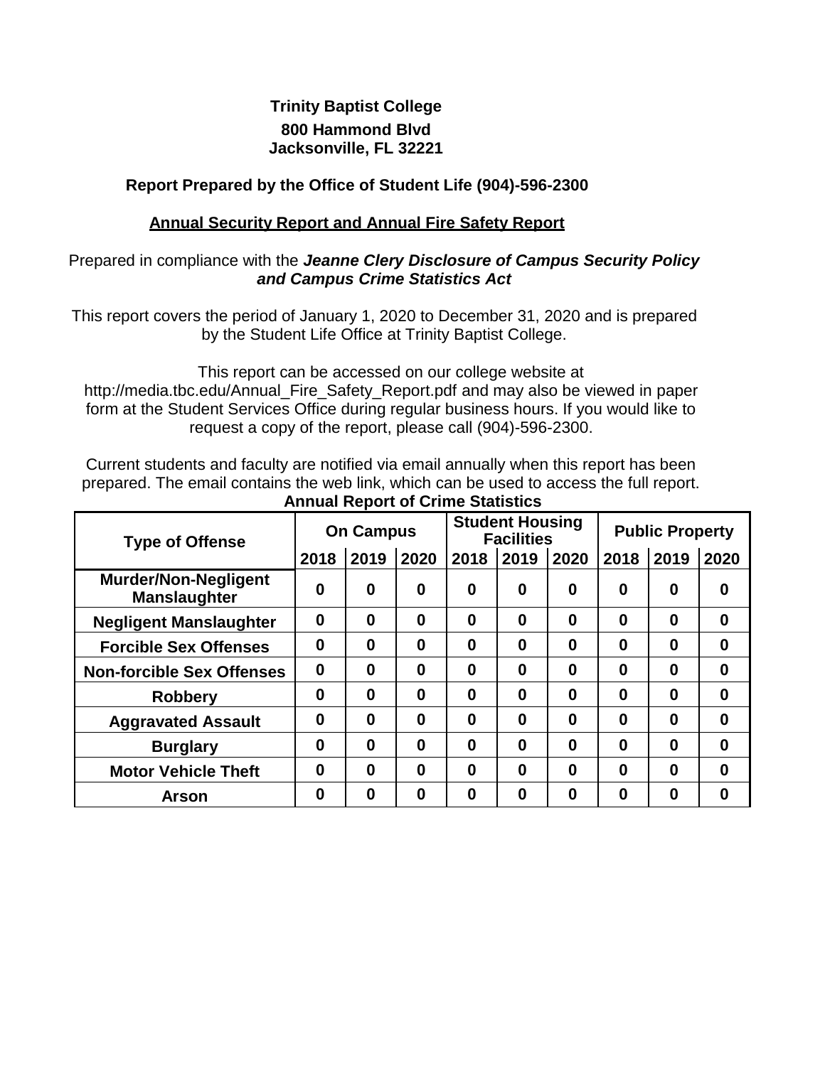**Trinity Baptist College**

**800 Hammond Blvd**
**Jacksonville, FL 32221**

**Report Prepared by the Office of Student Life (904)-596-2300**

**Annual Security Report and Annual Fire Safety Report**

Prepared in compliance with the ***Jeanne Clery Disclosure of Campus Security Policy and Campus Crime Statistics Act***

This report covers the period of January 1, 2020 to December 31, 2020 and is prepared by the Student Life Office at Trinity Baptist College.

This report can be accessed on our college website at http://media.tbc.edu/Annual_Fire_Safety_Report.pdf and may also be viewed in paper form at the Student Services Office during regular business hours. If you would like to request a copy of the report, please call (904)-596-2300.

Current students and faculty are notified via email annually when this report has been prepared. The email contains the web link, which can be used to access the full report.

**Annual Report of Crime Statistics**

| Type of Offense | On Campus | | | Student Housing Facilities | | | Public Property | | |
|---|---|---|---|---|---|---|---|---|---|
| | 2018 | 2019 | 2020 | 2018 | 2019 | 2020 | 2018 | 2019 | 2020 |
| Murder/Non-Negligent Manslaughter | 0 | 0 | 0 | 0 | 0 | 0 | 0 | 0 | 0 |
| Negligent Manslaughter | 0 | 0 | 0 | 0 | 0 | 0 | 0 | 0 | 0 |
| Forcible Sex Offenses | 0 | 0 | 0 | 0 | 0 | 0 | 0 | 0 | 0 |
| Non-forcible Sex Offenses | 0 | 0 | 0 | 0 | 0 | 0 | 0 | 0 | 0 |
| Robbery | 0 | 0 | 0 | 0 | 0 | 0 | 0 | 0 | 0 |
| Aggravated Assault | 0 | 0 | 0 | 0 | 0 | 0 | 0 | 0 | 0 |
| Burglary | 0 | 0 | 0 | 0 | 0 | 0 | 0 | 0 | 0 |
| Motor Vehicle Theft | 0 | 0 | 0 | 0 | 0 | 0 | 0 | 0 | 0 |
| Arson | 0 | 0 | 0 | 0 | 0 | 0 | 0 | 0 | 0 |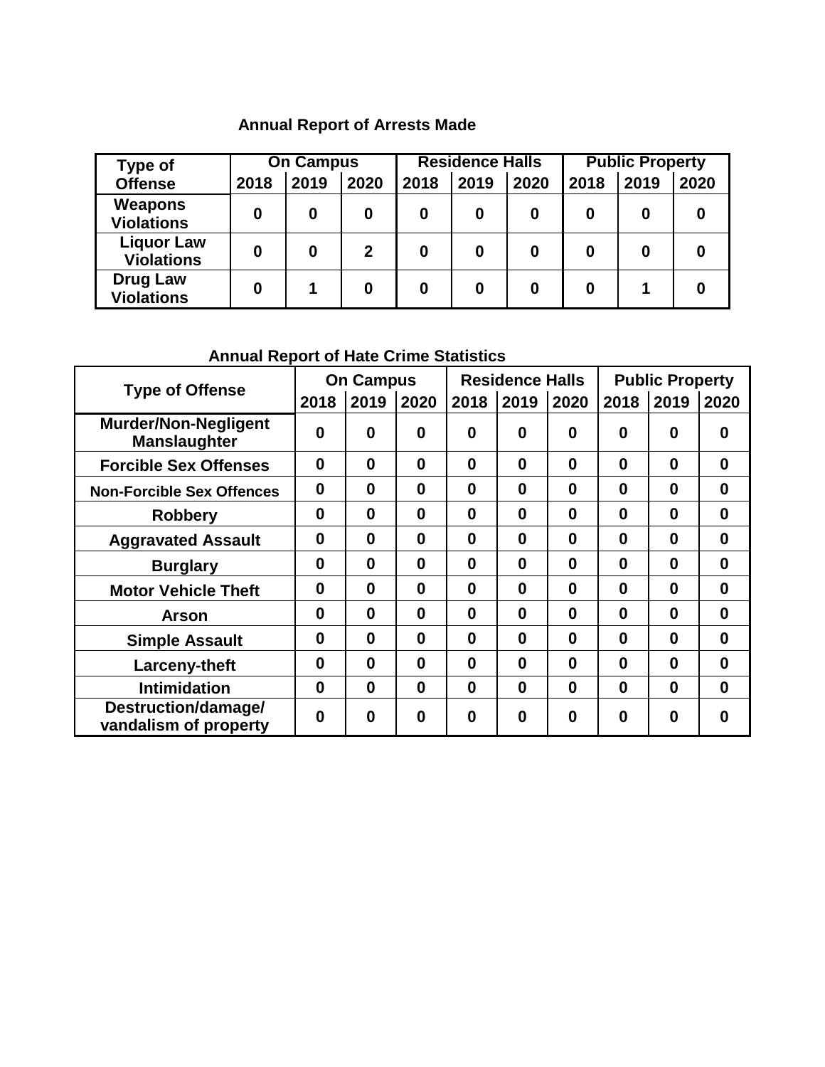## Annual Report of Arrests Made

| Type of Offense | On Campus | | | Residence Halls | | | Public Property | | |
|---|---|---|---|---|---|---|---|---|---|
| | 2018 | 2019 | 2020 | 2018 | 2019 | 2020 | 2018 | 2019 | 2020 |
| Weapons Violations | 0 | 0 | 0 | 0 | 0 | 0 | 0 | 0 | 0 |
| Liquor Law Violations | 0 | 0 | 2 | 0 | 0 | 0 | 0 | 0 | 0 |
| Drug Law Violations | 0 | 1 | 0 | 0 | 0 | 0 | 0 | 1 | 0 |

## Annual Report of Hate Crime Statistics

| Type of Offense | On Campus | | | Residence Halls | | | Public Property | | |
|---|---|---|---|---|---|---|---|---|---|
| | 2018 | 2019 | 2020 | 2018 | 2019 | 2020 | 2018 | 2019 | 2020 |
| Murder/Non-Negligent Manslaughter | 0 | 0 | 0 | 0 | 0 | 0 | 0 | 0 | 0 |
| Forcible Sex Offenses | 0 | 0 | 0 | 0 | 0 | 0 | 0 | 0 | 0 |
| Non-Forcible Sex Offences | 0 | 0 | 0 | 0 | 0 | 0 | 0 | 0 | 0 |
| Robbery | 0 | 0 | 0 | 0 | 0 | 0 | 0 | 0 | 0 |
| Aggravated Assault | 0 | 0 | 0 | 0 | 0 | 0 | 0 | 0 | 0 |
| Burglary | 0 | 0 | 0 | 0 | 0 | 0 | 0 | 0 | 0 |
| Motor Vehicle Theft | 0 | 0 | 0 | 0 | 0 | 0 | 0 | 0 | 0 |
| Arson | 0 | 0 | 0 | 0 | 0 | 0 | 0 | 0 | 0 |
| Simple Assault | 0 | 0 | 0 | 0 | 0 | 0 | 0 | 0 | 0 |
| Larceny-theft | 0 | 0 | 0 | 0 | 0 | 0 | 0 | 0 | 0 |
| Intimidation | 0 | 0 | 0 | 0 | 0 | 0 | 0 | 0 | 0 |
| Destruction/damage/ vandalism of property | 0 | 0 | 0 | 0 | 0 | 0 | 0 | 0 | 0 |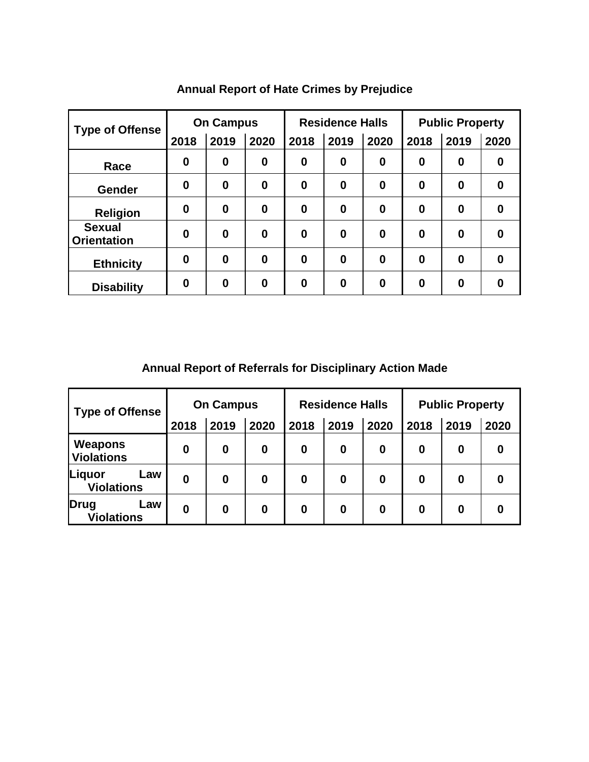## Annual Report of Hate Crimes by Prejudice

| Type of Offense | On Campus | | | Residence Halls | | | Public Property | | |
|---|---|---|---|---|---|---|---|---|---|
| | 2018 | 2019 | 2020 | 2018 | 2019 | 2020 | 2018 | 2019 | 2020 |
| Race | 0 | 0 | 0 | 0 | 0 | 0 | 0 | 0 | 0 |
| Gender | 0 | 0 | 0 | 0 | 0 | 0 | 0 | 0 | 0 |
| Religion | 0 | 0 | 0 | 0 | 0 | 0 | 0 | 0 | 0 |
| Sexual Orientation | 0 | 0 | 0 | 0 | 0 | 0 | 0 | 0 | 0 |
| Ethnicity | 0 | 0 | 0 | 0 | 0 | 0 | 0 | 0 | 0 |
| Disability | 0 | 0 | 0 | 0 | 0 | 0 | 0 | 0 | 0 |

## Annual Report of Referrals for Disciplinary Action Made

| Type of Offense | On Campus | | | Residence Halls | | | Public Property | | |
|---|---|---|---|---|---|---|---|---|---|
| | 2018 | 2019 | 2020 | 2018 | 2019 | 2020 | 2018 | 2019 | 2020 |
| Weapons Violations | 0 | 0 | 0 | 0 | 0 | 0 | 0 | 0 | 0 |
| Liquor Law Violations | 0 | 0 | 0 | 0 | 0 | 0 | 0 | 0 | 0 |
| Drug Law Violations | 0 | 0 | 0 | 0 | 0 | 0 | 0 | 0 | 0 |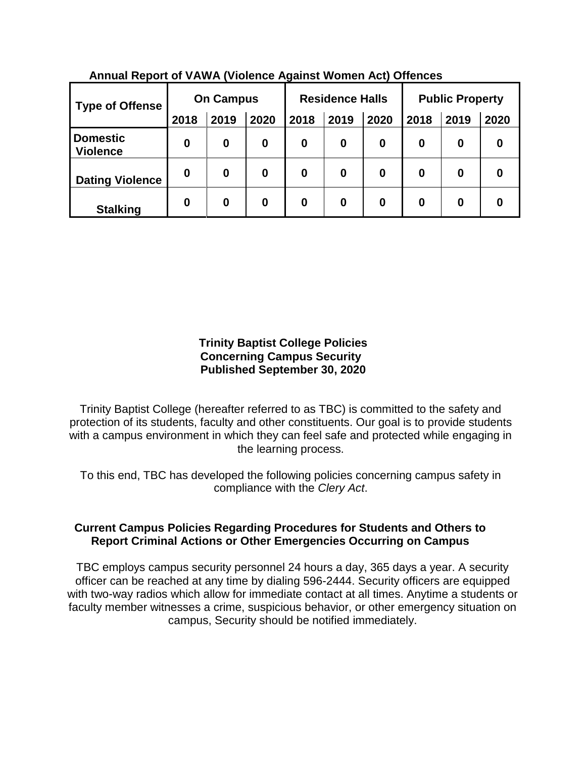**Annual Report of VAWA (Violence Against Women Act) Offences**

| Type of Offense | On Campus | | | Residence Halls | | | Public Property | | |
|---|---|---|---|---|---|---|---|---|---|
| | 2018 | 2019 | 2020 | 2018 | 2019 | 2020 | 2018 | 2019 | 2020 |
| Domestic Violence | 0 | 0 | 0 | 0 | 0 | 0 | 0 | 0 | 0 |
| Dating Violence | 0 | 0 | 0 | 0 | 0 | 0 | 0 | 0 | 0 |
| Stalking | 0 | 0 | 0 | 0 | 0 | 0 | 0 | 0 | 0 |

## Trinity Baptist College Policies Concerning Campus Security Published September 30, 2020

Trinity Baptist College (hereafter referred to as TBC) is committed to the safety and protection of its students, faculty and other constituents. Our goal is to provide students with a campus environment in which they can feel safe and protected while engaging in the learning process.

To this end, TBC has developed the following policies concerning campus safety in compliance with the *Clery Act*.

### Current Campus Policies Regarding Procedures for Students and Others to Report Criminal Actions or Other Emergencies Occurring on Campus

TBC employs campus security personnel 24 hours a day, 365 days a year. A security officer can be reached at any time by dialing 596-2444. Security officers are equipped with two-way radios which allow for immediate contact at all times. Anytime a students or faculty member witnesses a crime, suspicious behavior, or other emergency situation on campus, Security should be notified immediately.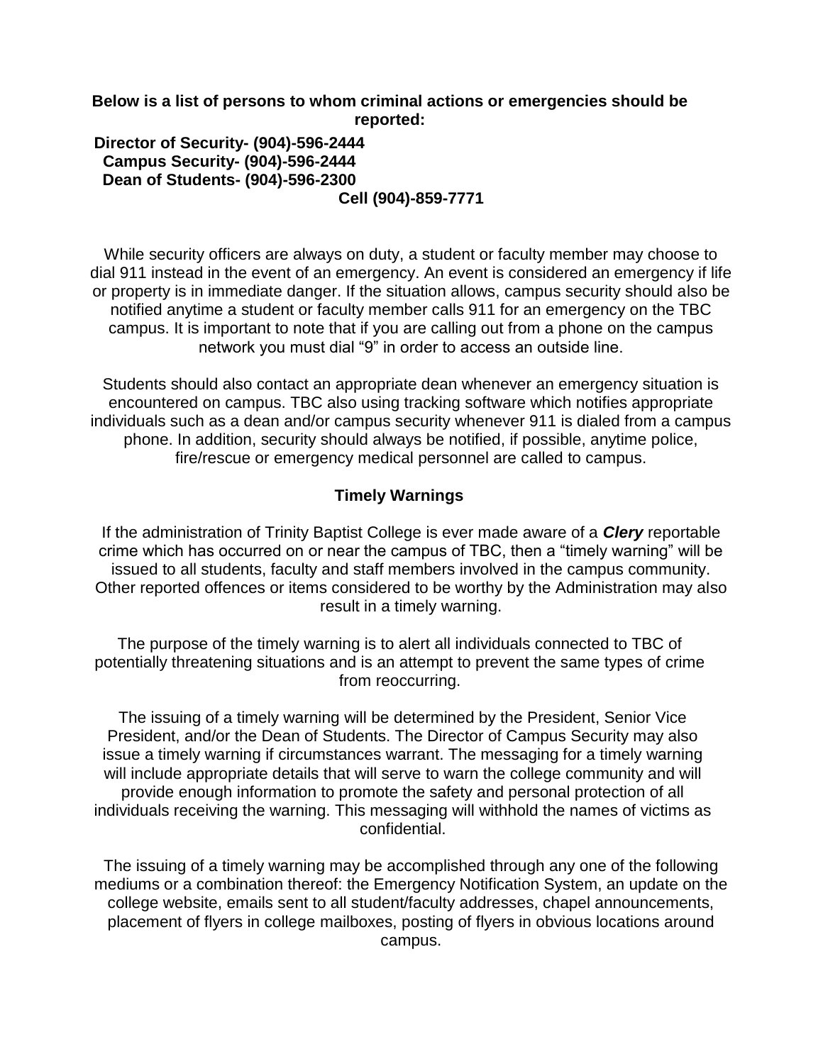**Below is a list of persons to whom criminal actions or emergencies should be reported:**

**Director of Security- (904)-596-2444**
**Campus Security- (904)-596-2444**
**Dean of Students- (904)-596-2300**
**Cell (904)-859-7771**

While security officers are always on duty, a student or faculty member may choose to dial 911 instead in the event of an emergency. An event is considered an emergency if life or property is in immediate danger. If the situation allows, campus security should also be notified anytime a student or faculty member calls 911 for an emergency on the TBC campus. It is important to note that if you are calling out from a phone on the campus network you must dial "9" in order to access an outside line.

Students should also contact an appropriate dean whenever an emergency situation is encountered on campus. TBC also using tracking software which notifies appropriate individuals such as a dean and/or campus security whenever 911 is dialed from a campus phone. In addition, security should always be notified, if possible, anytime police, fire/rescue or emergency medical personnel are called to campus.

## Timely Warnings

If the administration of Trinity Baptist College is ever made aware of a ***Clery*** reportable crime which has occurred on or near the campus of TBC, then a "timely warning" will be issued to all students, faculty and staff members involved in the campus community. Other reported offences or items considered to be worthy by the Administration may also result in a timely warning.

The purpose of the timely warning is to alert all individuals connected to TBC of potentially threatening situations and is an attempt to prevent the same types of crime from reoccurring.

The issuing of a timely warning will be determined by the President, Senior Vice President, and/or the Dean of Students. The Director of Campus Security may also issue a timely warning if circumstances warrant. The messaging for a timely warning will include appropriate details that will serve to warn the college community and will provide enough information to promote the safety and personal protection of all individuals receiving the warning. This messaging will withhold the names of victims as confidential.

The issuing of a timely warning may be accomplished through any one of the following mediums or a combination thereof: the Emergency Notification System, an update on the college website, emails sent to all student/faculty addresses, chapel announcements, placement of flyers in college mailboxes, posting of flyers in obvious locations around campus.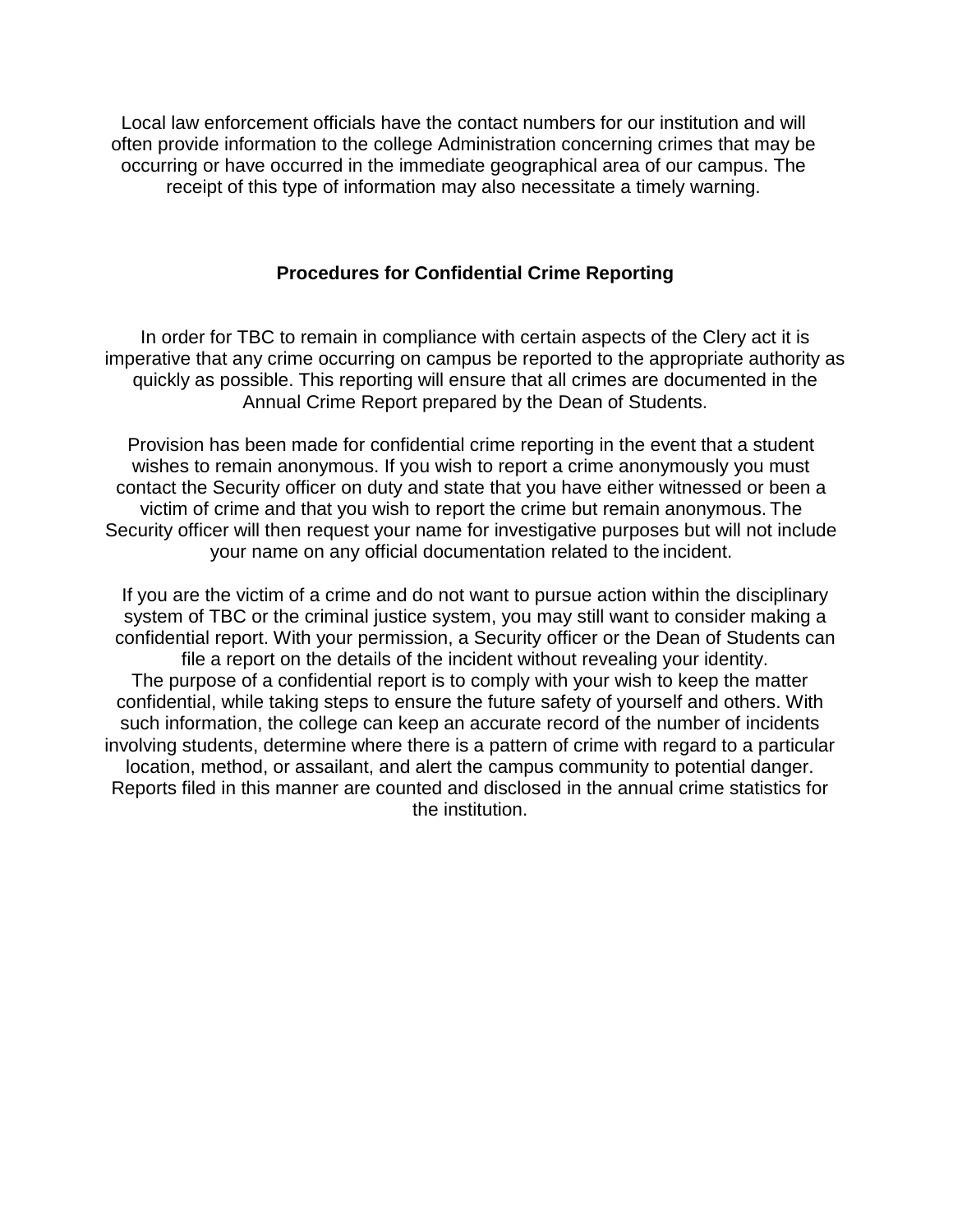Local law enforcement officials have the contact numbers for our institution and will often provide information to the college Administration concerning crimes that may be occurring or have occurred in the immediate geographical area of our campus. The receipt of this type of information may also necessitate a timely warning.

**Procedures for Confidential Crime Reporting**

In order for TBC to remain in compliance with certain aspects of the Clery act it is imperative that any crime occurring on campus be reported to the appropriate authority as quickly as possible. This reporting will ensure that all crimes are documented in the Annual Crime Report prepared by the Dean of Students.

Provision has been made for confidential crime reporting in the event that a student wishes to remain anonymous. If you wish to report a crime anonymously you must contact the Security officer on duty and state that you have either witnessed or been a victim of crime and that you wish to report the crime but remain anonymous. The Security officer will then request your name for investigative purposes but will not include your name on any official documentation related to the incident.

If you are the victim of a crime and do not want to pursue action within the disciplinary system of TBC or the criminal justice system, you may still want to consider making a confidential report. With your permission, a Security officer or the Dean of Students can file a report on the details of the incident without revealing your identity. The purpose of a confidential report is to comply with your wish to keep the matter confidential, while taking steps to ensure the future safety of yourself and others. With such information, the college can keep an accurate record of the number of incidents involving students, determine where there is a pattern of crime with regard to a particular location, method, or assailant, and alert the campus community to potential danger. Reports filed in this manner are counted and disclosed in the annual crime statistics for the institution.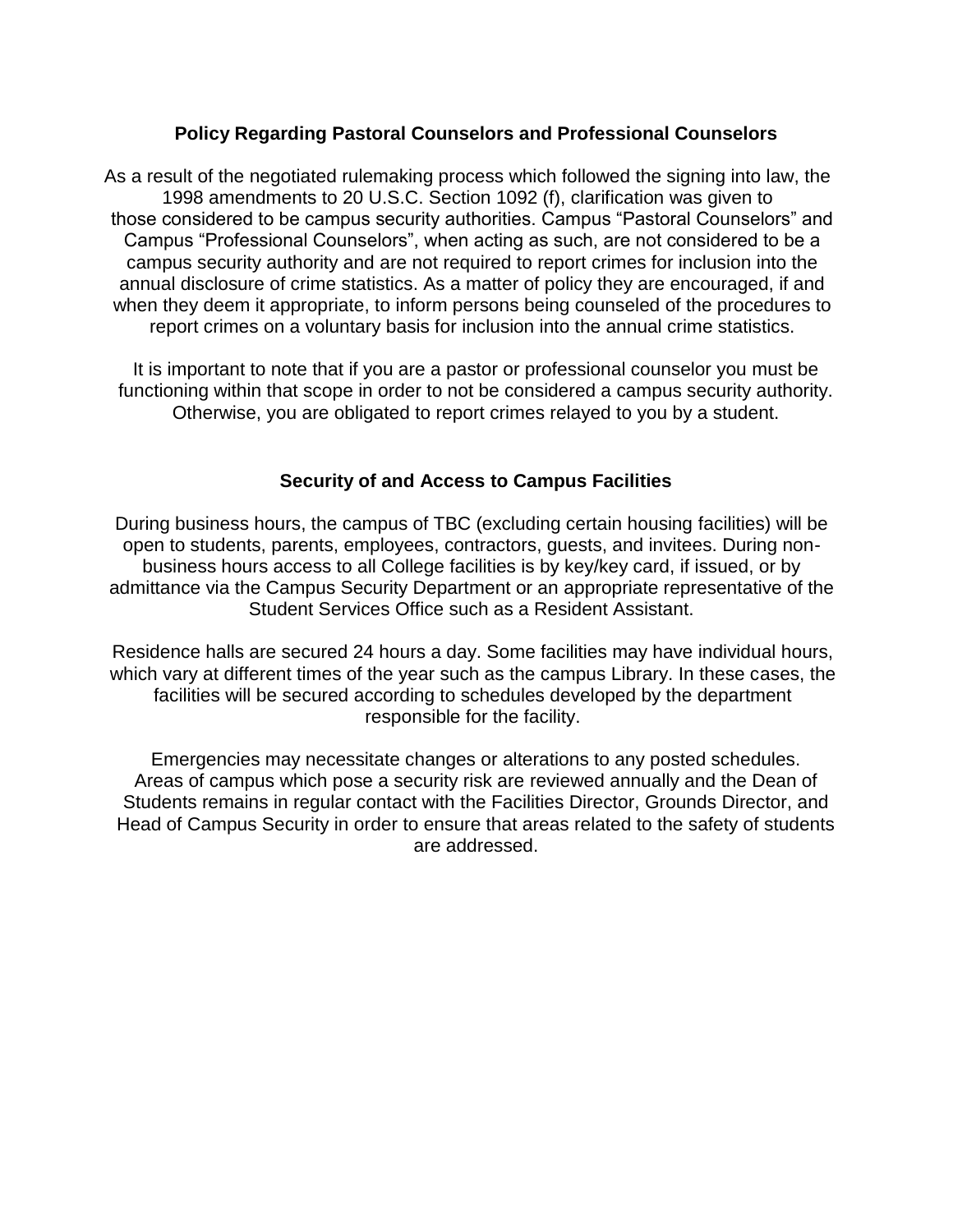## Policy Regarding Pastoral Counselors and Professional Counselors

As a result of the negotiated rulemaking process which followed the signing into law, the 1998 amendments to 20 U.S.C. Section 1092 (f), clarification was given to those considered to be campus security authorities. Campus "Pastoral Counselors" and Campus "Professional Counselors", when acting as such, are not considered to be a campus security authority and are not required to report crimes for inclusion into the annual disclosure of crime statistics. As a matter of policy they are encouraged, if and when they deem it appropriate, to inform persons being counseled of the procedures to report crimes on a voluntary basis for inclusion into the annual crime statistics.

It is important to note that if you are a pastor or professional counselor you must be functioning within that scope in order to not be considered a campus security authority. Otherwise, you are obligated to report crimes relayed to you by a student.

## Security of and Access to Campus Facilities

During business hours, the campus of TBC (excluding certain housing facilities) will be open to students, parents, employees, contractors, guests, and invitees. During non-business hours access to all College facilities is by key/key card, if issued, or by admittance via the Campus Security Department or an appropriate representative of the Student Services Office such as a Resident Assistant.

Residence halls are secured 24 hours a day. Some facilities may have individual hours, which vary at different times of the year such as the campus Library. In these cases, the facilities will be secured according to schedules developed by the department responsible for the facility.

Emergencies may necessitate changes or alterations to any posted schedules. Areas of campus which pose a security risk are reviewed annually and the Dean of Students remains in regular contact with the Facilities Director, Grounds Director, and Head of Campus Security in order to ensure that areas related to the safety of students are addressed.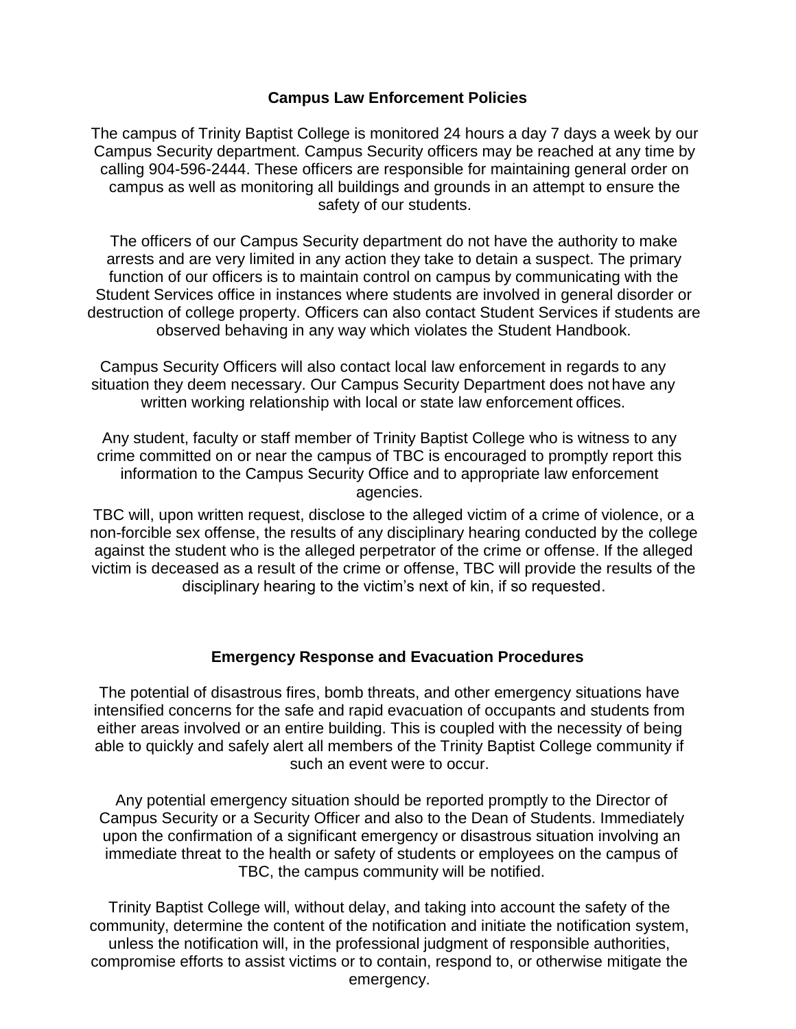## Campus Law Enforcement Policies

The campus of Trinity Baptist College is monitored 24 hours a day 7 days a week by our Campus Security department. Campus Security officers may be reached at any time by calling 904-596-2444. These officers are responsible for maintaining general order on campus as well as monitoring all buildings and grounds in an attempt to ensure the safety of our students.

The officers of our Campus Security department do not have the authority to make arrests and are very limited in any action they take to detain a suspect. The primary function of our officers is to maintain control on campus by communicating with the Student Services office in instances where students are involved in general disorder or destruction of college property. Officers can also contact Student Services if students are observed behaving in any way which violates the Student Handbook.

Campus Security Officers will also contact local law enforcement in regards to any situation they deem necessary. Our Campus Security Department does not have any written working relationship with local or state law enforcement offices.

Any student, faculty or staff member of Trinity Baptist College who is witness to any crime committed on or near the campus of TBC is encouraged to promptly report this information to the Campus Security Office and to appropriate law enforcement agencies.

TBC will, upon written request, disclose to the alleged victim of a crime of violence, or a non-forcible sex offense, the results of any disciplinary hearing conducted by the college against the student who is the alleged perpetrator of the crime or offense. If the alleged victim is deceased as a result of the crime or offense, TBC will provide the results of the disciplinary hearing to the victim's next of kin, if so requested.

## Emergency Response and Evacuation Procedures

The potential of disastrous fires, bomb threats, and other emergency situations have intensified concerns for the safe and rapid evacuation of occupants and students from either areas involved or an entire building. This is coupled with the necessity of being able to quickly and safely alert all members of the Trinity Baptist College community if such an event were to occur.

Any potential emergency situation should be reported promptly to the Director of Campus Security or a Security Officer and also to the Dean of Students. Immediately upon the confirmation of a significant emergency or disastrous situation involving an immediate threat to the health or safety of students or employees on the campus of TBC, the campus community will be notified.

Trinity Baptist College will, without delay, and taking into account the safety of the community, determine the content of the notification and initiate the notification system, unless the notification will, in the professional judgment of responsible authorities, compromise efforts to assist victims or to contain, respond to, or otherwise mitigate the emergency.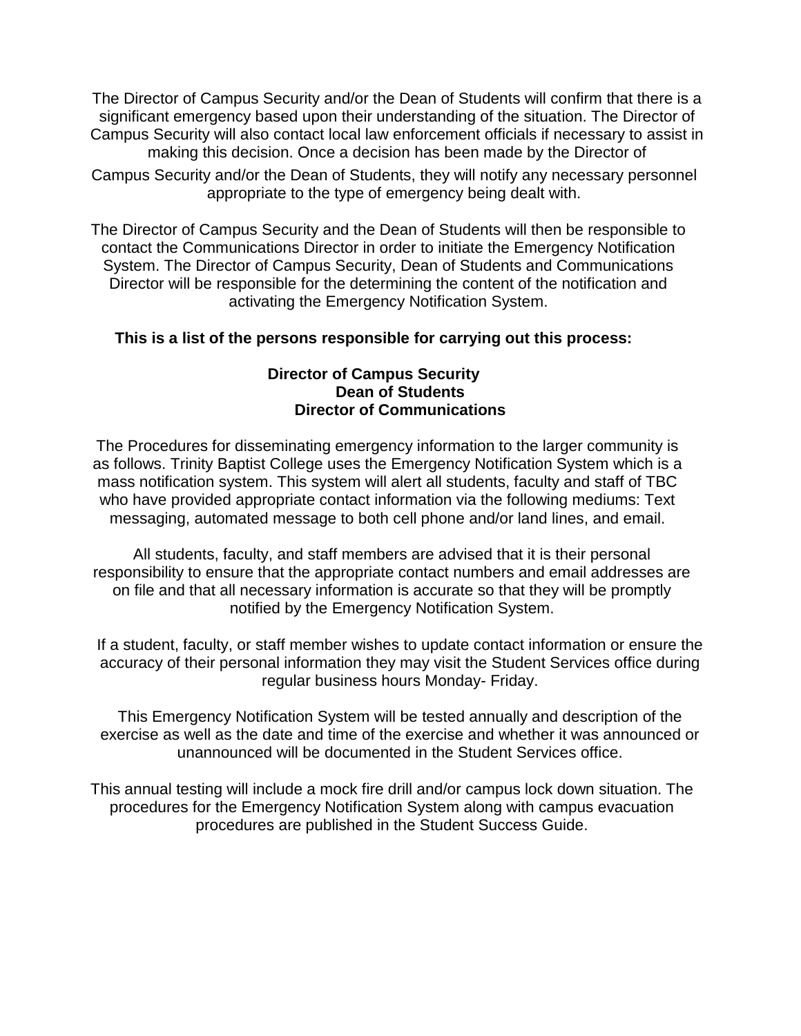The Director of Campus Security and/or the Dean of Students will confirm that there is a significant emergency based upon their understanding of the situation. The Director of Campus Security will also contact local law enforcement officials if necessary to assist in making this decision. Once a decision has been made by the Director of Campus Security and/or the Dean of Students, they will notify any necessary personnel appropriate to the type of emergency being dealt with.

The Director of Campus Security and the Dean of Students will then be responsible to contact the Communications Director in order to initiate the Emergency Notification System. The Director of Campus Security, Dean of Students and Communications Director will be responsible for the determining the content of the notification and activating the Emergency Notification System.

**This is a list of the persons responsible for carrying out this process:**

**Director of Campus Security**
**Dean of Students**
**Director of Communications**

The Procedures for disseminating emergency information to the larger community is as follows. Trinity Baptist College uses the Emergency Notification System which is a mass notification system. This system will alert all students, faculty and staff of TBC who have provided appropriate contact information via the following mediums: Text messaging, automated message to both cell phone and/or land lines, and email.

All students, faculty, and staff members are advised that it is their personal responsibility to ensure that the appropriate contact numbers and email addresses are on file and that all necessary information is accurate so that they will be promptly notified by the Emergency Notification System.

If a student, faculty, or staff member wishes to update contact information or ensure the accuracy of their personal information they may visit the Student Services office during regular business hours Monday- Friday.

This Emergency Notification System will be tested annually and description of the exercise as well as the date and time of the exercise and whether it was announced or unannounced will be documented in the Student Services office.

This annual testing will include a mock fire drill and/or campus lock down situation. The procedures for the Emergency Notification System along with campus evacuation procedures are published in the Student Success Guide.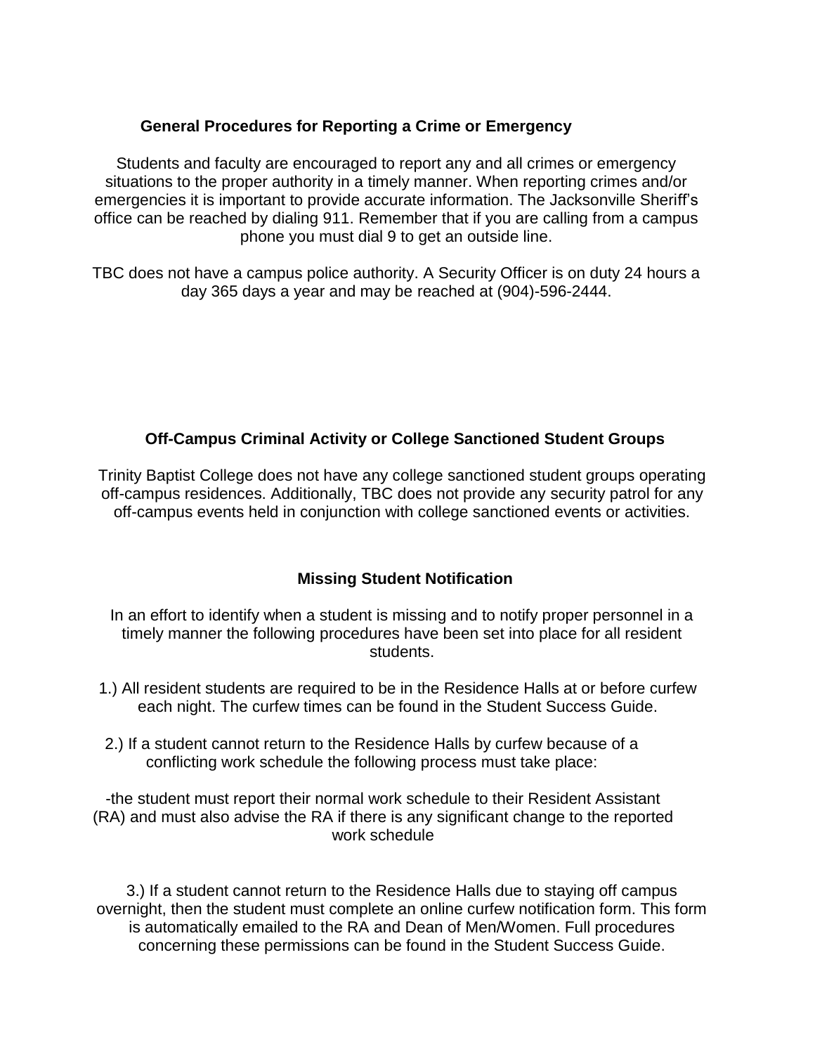## General Procedures for Reporting a Crime or Emergency

Students and faculty are encouraged to report any and all crimes or emergency situations to the proper authority in a timely manner. When reporting crimes and/or emergencies it is important to provide accurate information. The Jacksonville Sheriff's office can be reached by dialing 911. Remember that if you are calling from a campus phone you must dial 9 to get an outside line.

TBC does not have a campus police authority. A Security Officer is on duty 24 hours a day 365 days a year and may be reached at (904)-596-2444.

## Off-Campus Criminal Activity or College Sanctioned Student Groups

Trinity Baptist College does not have any college sanctioned student groups operating off-campus residences. Additionally, TBC does not provide any security patrol for any off-campus events held in conjunction with college sanctioned events or activities.

## Missing Student Notification

In an effort to identify when a student is missing and to notify proper personnel in a timely manner the following procedures have been set into place for all resident students.

1.) All resident students are required to be in the Residence Halls at or before curfew each night. The curfew times can be found in the Student Success Guide.

2.) If a student cannot return to the Residence Halls by curfew because of a conflicting work schedule the following process must take place:

-the student must report their normal work schedule to their Resident Assistant (RA) and must also advise the RA if there is any significant change to the reported work schedule

3.) If a student cannot return to the Residence Halls due to staying off campus overnight, then the student must complete an online curfew notification form. This form is automatically emailed to the RA and Dean of Men/Women. Full procedures concerning these permissions can be found in the Student Success Guide.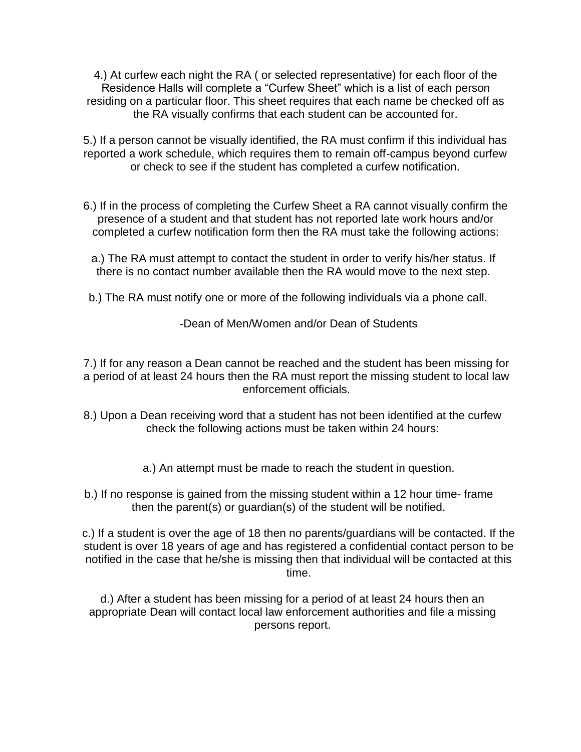4.) At curfew each night the RA ( or selected representative) for each floor of the Residence Halls will complete a "Curfew Sheet" which is a list of each person residing on a particular floor. This sheet requires that each name be checked off as the RA visually confirms that each student can be accounted for.

5.) If a person cannot be visually identified, the RA must confirm if this individual has reported a work schedule, which requires them to remain off-campus beyond curfew or check to see if the student has completed a curfew notification.

6.) If in the process of completing the Curfew Sheet a RA cannot visually confirm the presence of a student and that student has not reported late work hours and/or completed a curfew notification form then the RA must take the following actions:

a.) The RA must attempt to contact the student in order to verify his/her status. If there is no contact number available then the RA would move to the next step.

b.) The RA must notify one or more of the following individuals via a phone call.

-Dean of Men/Women and/or Dean of Students

7.) If for any reason a Dean cannot be reached and the student has been missing for a period of at least 24 hours then the RA must report the missing student to local law enforcement officials.

8.) Upon a Dean receiving word that a student has not been identified at the curfew check the following actions must be taken within 24 hours:

a.) An attempt must be made to reach the student in question.

b.) If no response is gained from the missing student within a 12 hour time- frame then the parent(s) or guardian(s) of the student will be notified.

c.) If a student is over the age of 18 then no parents/guardians will be contacted. If the student is over 18 years of age and has registered a confidential contact person to be notified in the case that he/she is missing then that individual will be contacted at this time.

d.) After a student has been missing for a period of at least 24 hours then an appropriate Dean will contact local law enforcement authorities and file a missing persons report.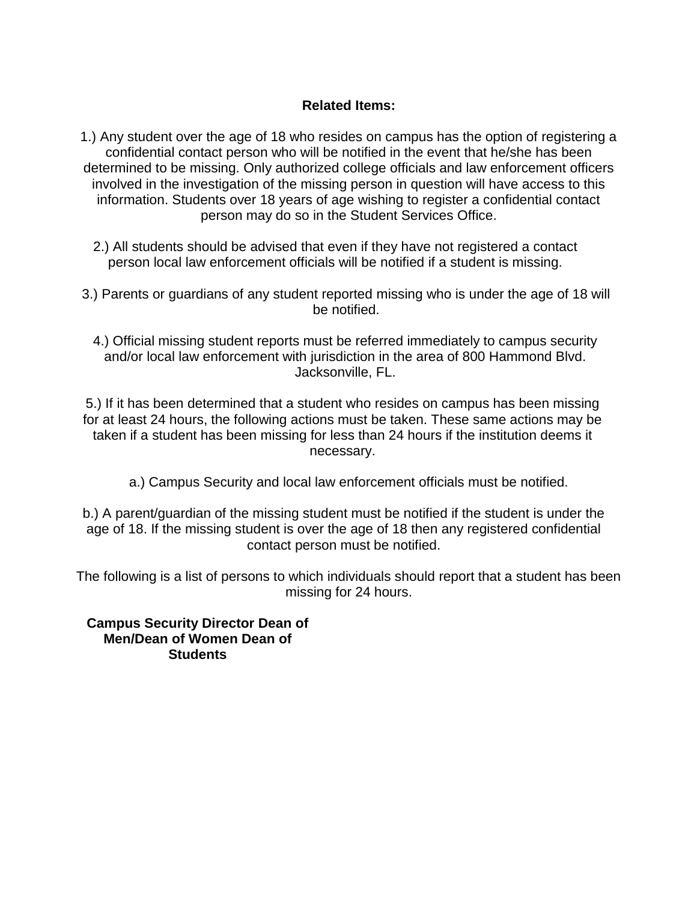**Related Items:**

1.) Any student over the age of 18 who resides on campus has the option of registering a confidential contact person who will be notified in the event that he/she has been determined to be missing. Only authorized college officials and law enforcement officers involved in the investigation of the missing person in question will have access to this information. Students over 18 years of age wishing to register a confidential contact person may do so in the Student Services Office.

2.) All students should be advised that even if they have not registered a contact person local law enforcement officials will be notified if a student is missing.

3.) Parents or guardians of any student reported missing who is under the age of 18 will be notified.

4.) Official missing student reports must be referred immediately to campus security and/or local law enforcement with jurisdiction in the area of 800 Hammond Blvd. Jacksonville, FL.

5.) If it has been determined that a student who resides on campus has been missing for at least 24 hours, the following actions must be taken. These same actions may be taken if a student has been missing for less than 24 hours if the institution deems it necessary.

a.) Campus Security and local law enforcement officials must be notified.

b.) A parent/guardian of the missing student must be notified if the student is under the age of 18. If the missing student is over the age of 18 then any registered confidential contact person must be notified.

The following is a list of persons to which individuals should report that a student has been missing for 24 hours.

**Campus Security Director Dean of Men/Dean of Women Dean of Students**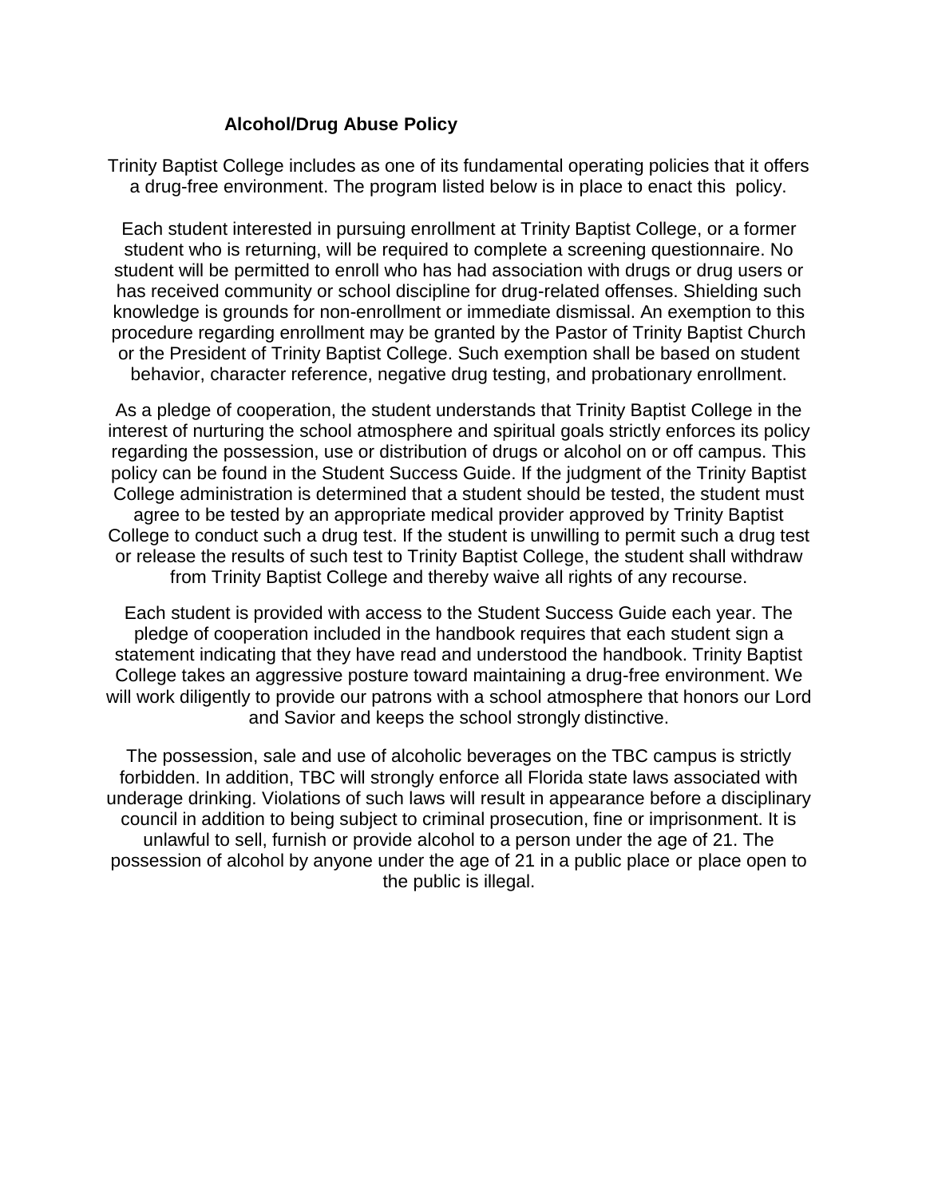## Alcohol/Drug Abuse Policy

Trinity Baptist College includes as one of its fundamental operating policies that it offers a drug-free environment. The program listed below is in place to enact this policy.

Each student interested in pursuing enrollment at Trinity Baptist College, or a former student who is returning, will be required to complete a screening questionnaire. No student will be permitted to enroll who has had association with drugs or drug users or has received community or school discipline for drug-related offenses. Shielding such knowledge is grounds for non-enrollment or immediate dismissal. An exemption to this procedure regarding enrollment may be granted by the Pastor of Trinity Baptist Church or the President of Trinity Baptist College. Such exemption shall be based on student behavior, character reference, negative drug testing, and probationary enrollment.

As a pledge of cooperation, the student understands that Trinity Baptist College in the interest of nurturing the school atmosphere and spiritual goals strictly enforces its policy regarding the possession, use or distribution of drugs or alcohol on or off campus. This policy can be found in the Student Success Guide. If the judgment of the Trinity Baptist College administration is determined that a student should be tested, the student must agree to be tested by an appropriate medical provider approved by Trinity Baptist College to conduct such a drug test. If the student is unwilling to permit such a drug test or release the results of such test to Trinity Baptist College, the student shall withdraw from Trinity Baptist College and thereby waive all rights of any recourse.

Each student is provided with access to the Student Success Guide each year. The pledge of cooperation included in the handbook requires that each student sign a statement indicating that they have read and understood the handbook. Trinity Baptist College takes an aggressive posture toward maintaining a drug-free environment. We will work diligently to provide our patrons with a school atmosphere that honors our Lord and Savior and keeps the school strongly distinctive.

The possession, sale and use of alcoholic beverages on the TBC campus is strictly forbidden. In addition, TBC will strongly enforce all Florida state laws associated with underage drinking. Violations of such laws will result in appearance before a disciplinary council in addition to being subject to criminal prosecution, fine or imprisonment. It is unlawful to sell, furnish or provide alcohol to a person under the age of 21. The possession of alcohol by anyone under the age of 21 in a public place or place open to the public is illegal.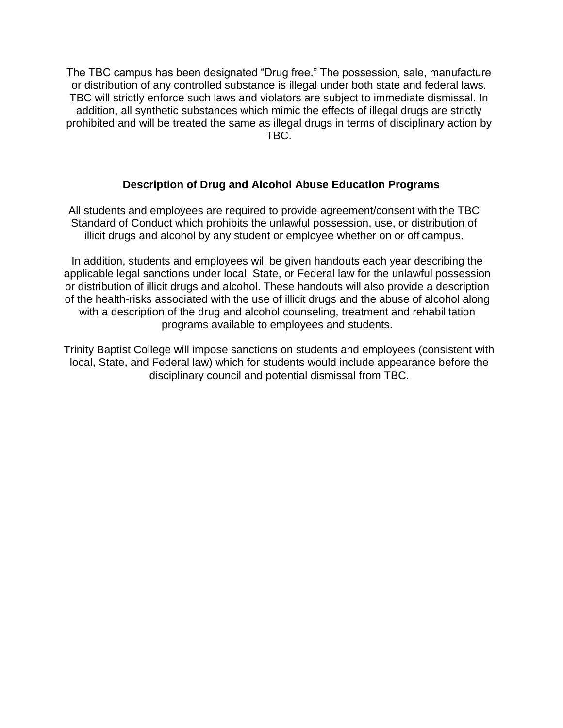The TBC campus has been designated “Drug free.” The possession, sale, manufacture or distribution of any controlled substance is illegal under both state and federal laws. TBC will strictly enforce such laws and violators are subject to immediate dismissal. In addition, all synthetic substances which mimic the effects of illegal drugs are strictly prohibited and will be treated the same as illegal drugs in terms of disciplinary action by TBC.

### Description of Drug and Alcohol Abuse Education Programs

All students and employees are required to provide agreement/consent with the TBC Standard of Conduct which prohibits the unlawful possession, use, or distribution of illicit drugs and alcohol by any student or employee whether on or off campus.

In addition, students and employees will be given handouts each year describing the applicable legal sanctions under local, State, or Federal law for the unlawful possession or distribution of illicit drugs and alcohol. These handouts will also provide a description of the health-risks associated with the use of illicit drugs and the abuse of alcohol along with a description of the drug and alcohol counseling, treatment and rehabilitation programs available to employees and students.

Trinity Baptist College will impose sanctions on students and employees (consistent with local, State, and Federal law) which for students would include appearance before the disciplinary council and potential dismissal from TBC.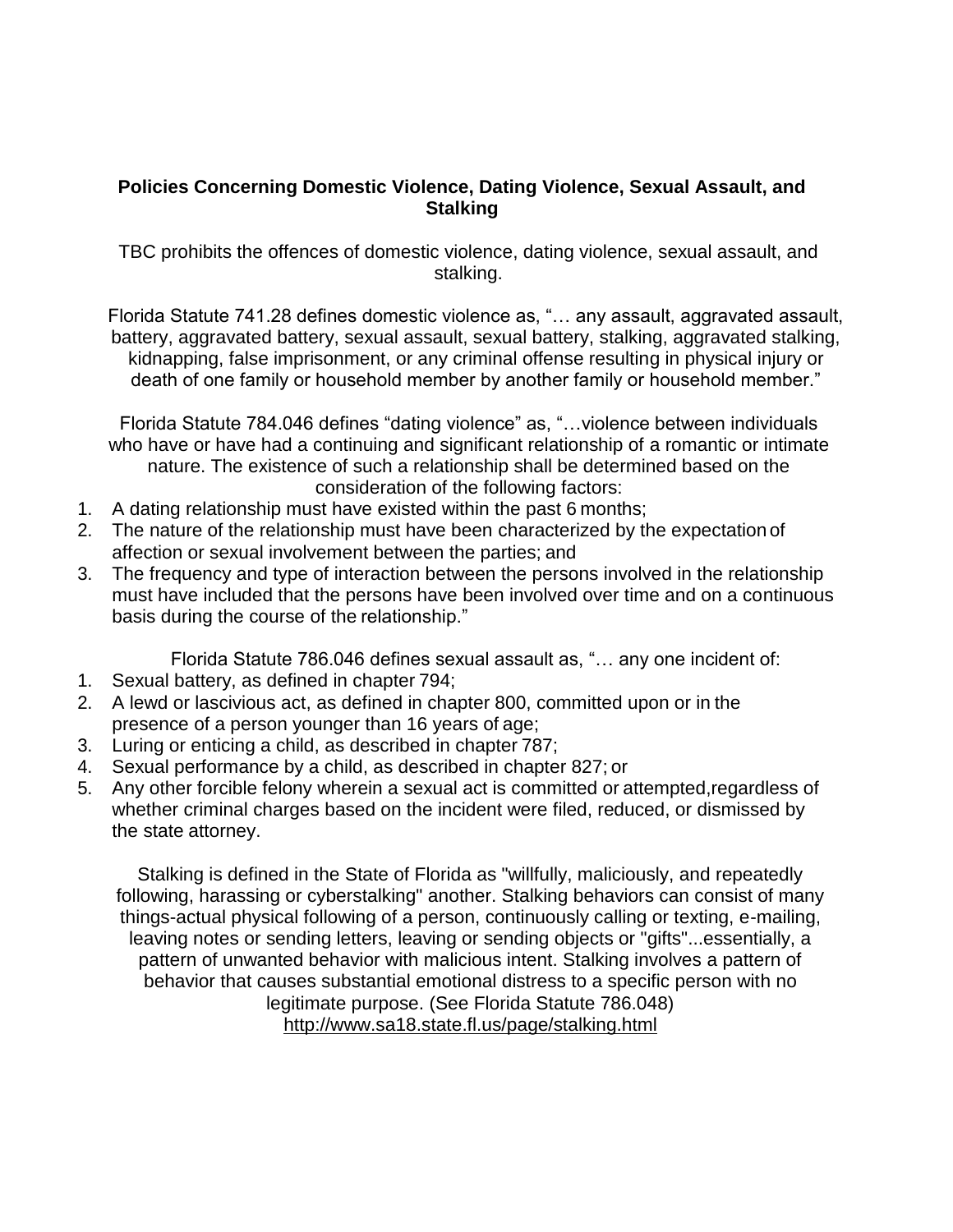## Policies Concerning Domestic Violence, Dating Violence, Sexual Assault, and Stalking

TBC prohibits the offences of domestic violence, dating violence, sexual assault, and stalking.

Florida Statute 741.28 defines domestic violence as, "… any assault, aggravated assault, battery, aggravated battery, sexual assault, sexual battery, stalking, aggravated stalking, kidnapping, false imprisonment, or any criminal offense resulting in physical injury or death of one family or household member by another family or household member."

Florida Statute 784.046 defines "dating violence" as, "…violence between individuals who have or have had a continuing and significant relationship of a romantic or intimate nature. The existence of such a relationship shall be determined based on the consideration of the following factors:

1. A dating relationship must have existed within the past 6 months;
2. The nature of the relationship must have been characterized by the expectation of affection or sexual involvement between the parties; and
3. The frequency and type of interaction between the persons involved in the relationship must have included that the persons have been involved over time and on a continuous basis during the course of the relationship."

Florida Statute 786.046 defines sexual assault as, "… any one incident of:

1. Sexual battery, as defined in chapter 794;
2. A lewd or lascivious act, as defined in chapter 800, committed upon or in the presence of a person younger than 16 years of age;
3. Luring or enticing a child, as described in chapter 787;
4. Sexual performance by a child, as described in chapter 827; or
5. Any other forcible felony wherein a sexual act is committed or attempted,regardless of whether criminal charges based on the incident were filed, reduced, or dismissed by the state attorney.

Stalking is defined in the State of Florida as "willfully, maliciously, and repeatedly following, harassing or cyberstalking" another. Stalking behaviors can consist of many things-actual physical following of a person, continuously calling or texting, e-mailing, leaving notes or sending letters, leaving or sending objects or "gifts"...essentially, a pattern of unwanted behavior with malicious intent. Stalking involves a pattern of behavior that causes substantial emotional distress to a specific person with no legitimate purpose. (See Florida Statute 786.048) http://www.sa18.state.fl.us/page/stalking.html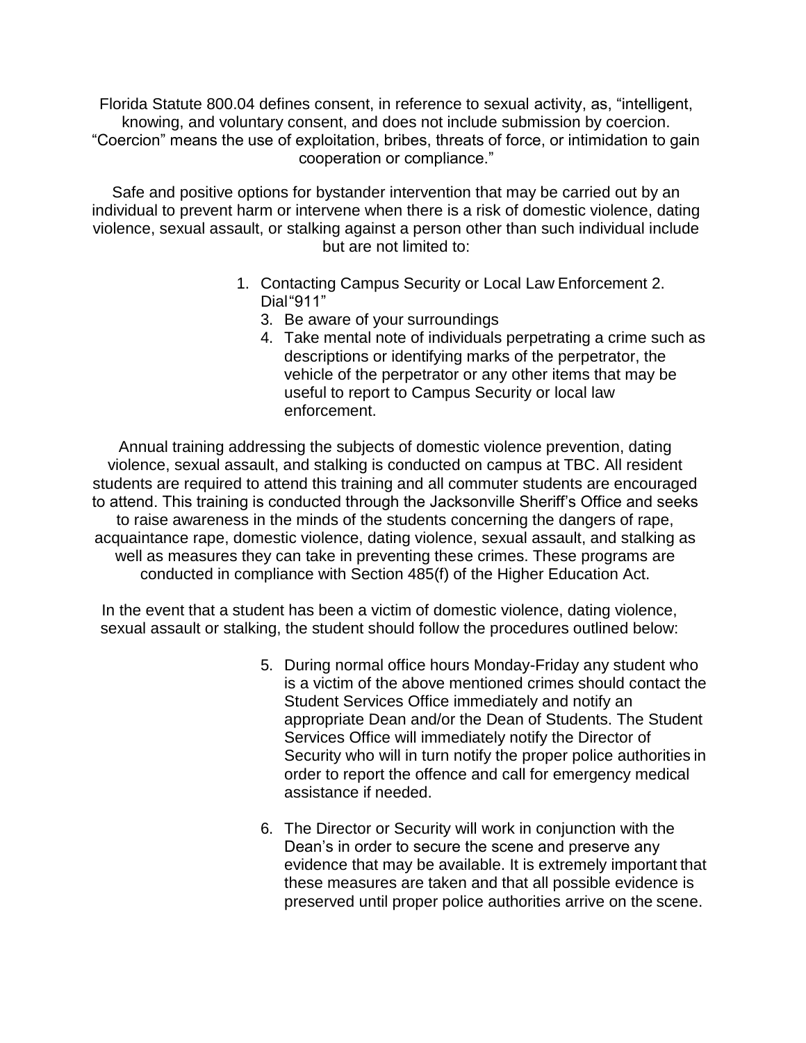Florida Statute 800.04 defines consent, in reference to sexual activity, as, "intelligent, knowing, and voluntary consent, and does not include submission by coercion. "Coercion" means the use of exploitation, bribes, threats of force, or intimidation to gain cooperation or compliance."

Safe and positive options for bystander intervention that may be carried out by an individual to prevent harm or intervene when there is a risk of domestic violence, dating violence, sexual assault, or stalking against a person other than such individual include but are not limited to:

1. Contacting Campus Security or Local Law Enforcement 2. Dial"911"
3. Be aware of your surroundings
4. Take mental note of individuals perpetrating a crime such as descriptions or identifying marks of the perpetrator, the vehicle of the perpetrator or any other items that may be useful to report to Campus Security or local law enforcement.

Annual training addressing the subjects of domestic violence prevention, dating violence, sexual assault, and stalking is conducted on campus at TBC. All resident students are required to attend this training and all commuter students are encouraged to attend. This training is conducted through the Jacksonville Sheriff's Office and seeks to raise awareness in the minds of the students concerning the dangers of rape, acquaintance rape, domestic violence, dating violence, sexual assault, and stalking as well as measures they can take in preventing these crimes. These programs are conducted in compliance with Section 485(f) of the Higher Education Act.

In the event that a student has been a victim of domestic violence, dating violence, sexual assault or stalking, the student should follow the procedures outlined below:

5. During normal office hours Monday-Friday any student who is a victim of the above mentioned crimes should contact the Student Services Office immediately and notify an appropriate Dean and/or the Dean of Students. The Student Services Office will immediately notify the Director of Security who will in turn notify the proper police authorities in order to report the offence and call for emergency medical assistance if needed.

6. The Director or Security will work in conjunction with the Dean's in order to secure the scene and preserve any evidence that may be available. It is extremely important that these measures are taken and that all possible evidence is preserved until proper police authorities arrive on the scene.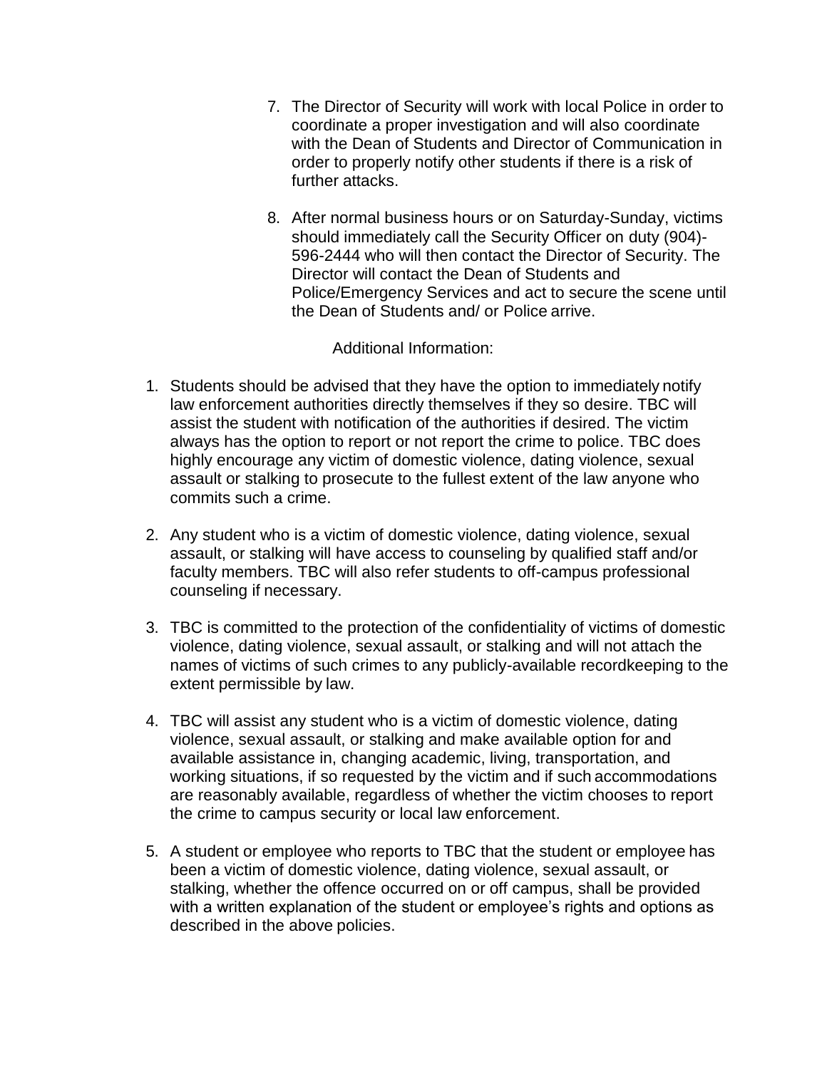7. The Director of Security will work with local Police in order to coordinate a proper investigation and will also coordinate with the Dean of Students and Director of Communication in order to properly notify other students if there is a risk of further attacks.

8. After normal business hours or on Saturday-Sunday, victims should immediately call the Security Officer on duty (904)-596-2444 who will then contact the Director of Security. The Director will contact the Dean of Students and Police/Emergency Services and act to secure the scene until the Dean of Students and/ or Police arrive.

Additional Information:

1. Students should be advised that they have the option to immediately notify law enforcement authorities directly themselves if they so desire. TBC will assist the student with notification of the authorities if desired. The victim always has the option to report or not report the crime to police. TBC does highly encourage any victim of domestic violence, dating violence, sexual assault or stalking to prosecute to the fullest extent of the law anyone who commits such a crime.

2. Any student who is a victim of domestic violence, dating violence, sexual assault, or stalking will have access to counseling by qualified staff and/or faculty members. TBC will also refer students to off-campus professional counseling if necessary.

3. TBC is committed to the protection of the confidentiality of victims of domestic violence, dating violence, sexual assault, or stalking and will not attach the names of victims of such crimes to any publicly-available recordkeeping to the extent permissible by law.

4. TBC will assist any student who is a victim of domestic violence, dating violence, sexual assault, or stalking and make available option for and available assistance in, changing academic, living, transportation, and working situations, if so requested by the victim and if such accommodations are reasonably available, regardless of whether the victim chooses to report the crime to campus security or local law enforcement.

5. A student or employee who reports to TBC that the student or employee has been a victim of domestic violence, dating violence, sexual assault, or stalking, whether the offence occurred on or off campus, shall be provided with a written explanation of the student or employee's rights and options as described in the above policies.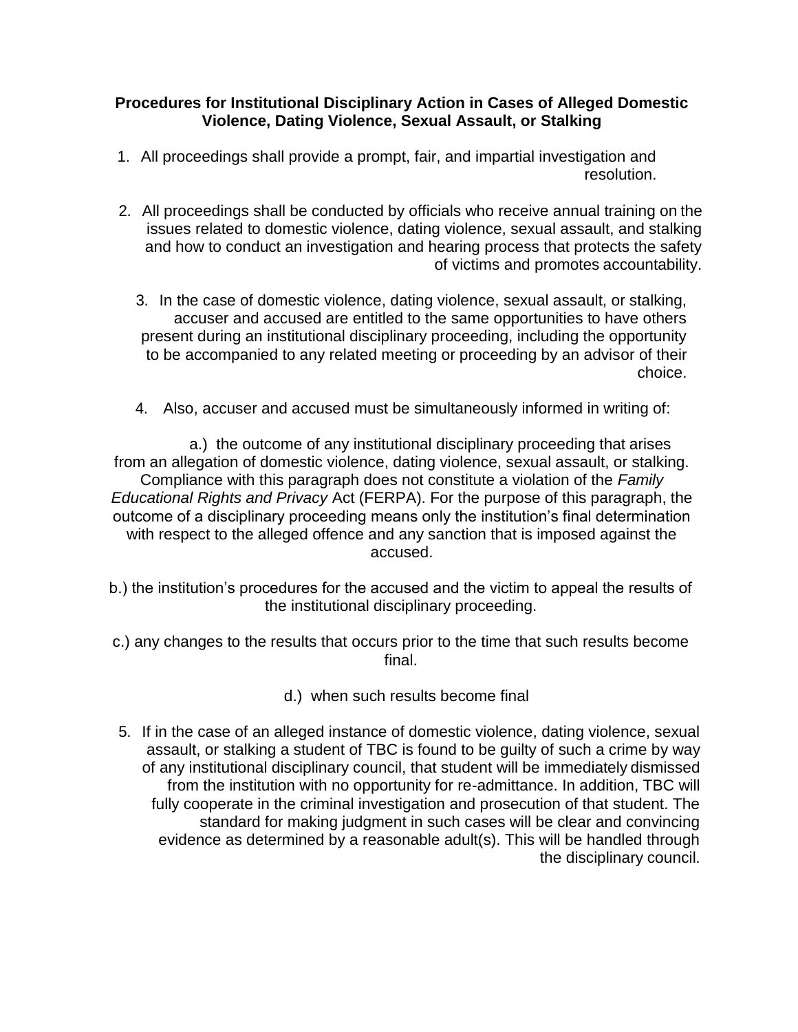**Procedures for Institutional Disciplinary Action in Cases of Alleged Domestic Violence, Dating Violence, Sexual Assault, or Stalking**

1. All proceedings shall provide a prompt, fair, and impartial investigation and resolution.

2. All proceedings shall be conducted by officials who receive annual training on the issues related to domestic violence, dating violence, sexual assault, and stalking and how to conduct an investigation and hearing process that protects the safety of victims and promotes accountability.

3. In the case of domestic violence, dating violence, sexual assault, or stalking, accuser and accused are entitled to the same opportunities to have others present during an institutional disciplinary proceeding, including the opportunity to be accompanied to any related meeting or proceeding by an advisor of their choice.

4. Also, accuser and accused must be simultaneously informed in writing of:

   a.) the outcome of any institutional disciplinary proceeding that arises from an allegation of domestic violence, dating violence, sexual assault, or stalking. Compliance with this paragraph does not constitute a violation of the *Family Educational Rights and Privacy* Act (FERPA). For the purpose of this paragraph, the outcome of a disciplinary proceeding means only the institution's final determination with respect to the alleged offence and any sanction that is imposed against the accused.

   b.) the institution's procedures for the accused and the victim to appeal the results of the institutional disciplinary proceeding.

   c.) any changes to the results that occurs prior to the time that such results become final.

   d.) when such results become final

5. If in the case of an alleged instance of domestic violence, dating violence, sexual assault, or stalking a student of TBC is found to be guilty of such a crime by way of any institutional disciplinary council, that student will be immediately dismissed from the institution with no opportunity for re-admittance. In addition, TBC will fully cooperate in the criminal investigation and prosecution of that student. The standard for making judgment in such cases will be clear and convincing evidence as determined by a reasonable adult(s). This will be handled through the disciplinary council.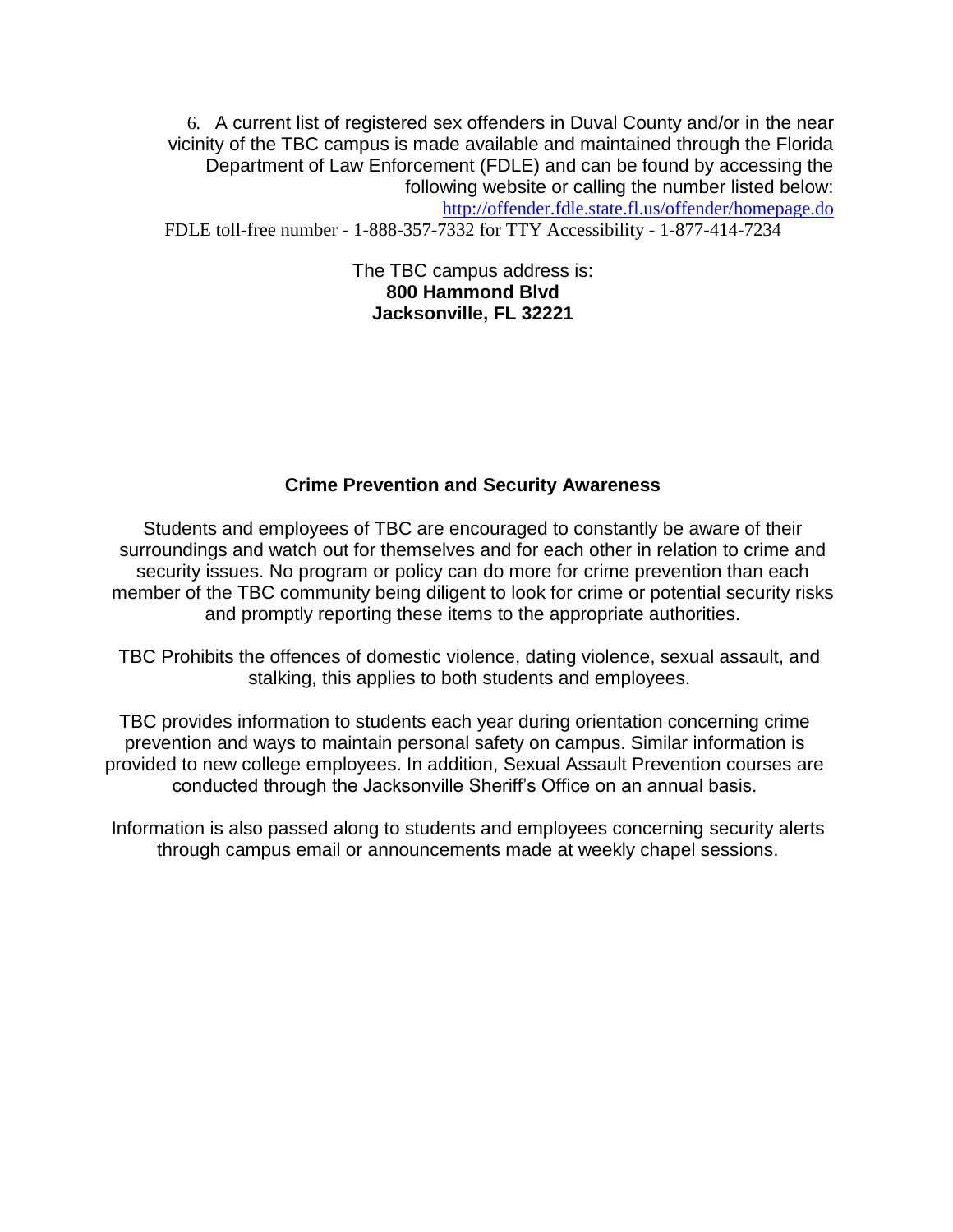6. A current list of registered sex offenders in Duval County and/or in the near vicinity of the TBC campus is made available and maintained through the Florida Department of Law Enforcement (FDLE) and can be found by accessing the following website or calling the number listed below: http://offender.fdle.state.fl.us/offender/homepage.do
FDLE toll-free number - 1-888-357-7332 for TTY Accessibility - 1-877-414-7234

The TBC campus address is:
**800 Hammond Blvd**
**Jacksonville, FL 32221**

**Crime Prevention and Security Awareness**

Students and employees of TBC are encouraged to constantly be aware of their surroundings and watch out for themselves and for each other in relation to crime and security issues. No program or policy can do more for crime prevention than each member of the TBC community being diligent to look for crime or potential security risks and promptly reporting these items to the appropriate authorities.

TBC Prohibits the offences of domestic violence, dating violence, sexual assault, and stalking, this applies to both students and employees.

TBC provides information to students each year during orientation concerning crime prevention and ways to maintain personal safety on campus. Similar information is provided to new college employees. In addition, Sexual Assault Prevention courses are conducted through the Jacksonville Sheriff's Office on an annual basis.

Information is also passed along to students and employees concerning security alerts through campus email or announcements made at weekly chapel sessions.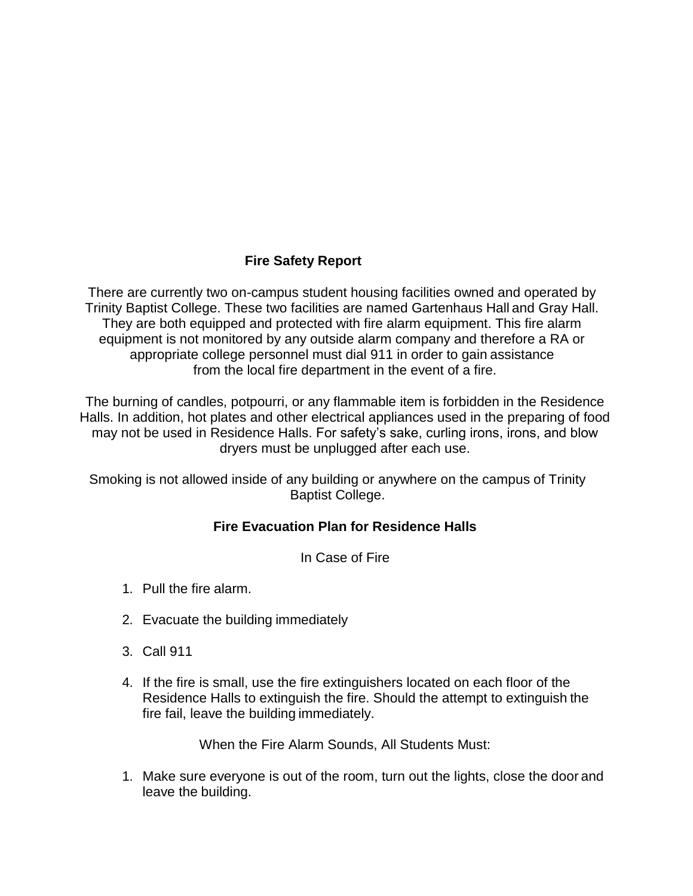## Fire Safety Report

There are currently two on-campus student housing facilities owned and operated by Trinity Baptist College. These two facilities are named Gartenhaus Hall and Gray Hall. They are both equipped and protected with fire alarm equipment. This fire alarm equipment is not monitored by any outside alarm company and therefore a RA or appropriate college personnel must dial 911 in order to gain assistance from the local fire department in the event of a fire.

The burning of candles, potpourri, or any flammable item is forbidden in the Residence Halls. In addition, hot plates and other electrical appliances used in the preparing of food may not be used in Residence Halls. For safety's sake, curling irons, irons, and blow dryers must be unplugged after each use.

Smoking is not allowed inside of any building or anywhere on the campus of Trinity Baptist College.

## Fire Evacuation Plan for Residence Halls

In Case of Fire

1. Pull the fire alarm.
2. Evacuate the building immediately
3. Call 911
4. If the fire is small, use the fire extinguishers located on each floor of the Residence Halls to extinguish the fire. Should the attempt to extinguish the fire fail, leave the building immediately.

When the Fire Alarm Sounds, All Students Must:

1. Make sure everyone is out of the room, turn out the lights, close the door and leave the building.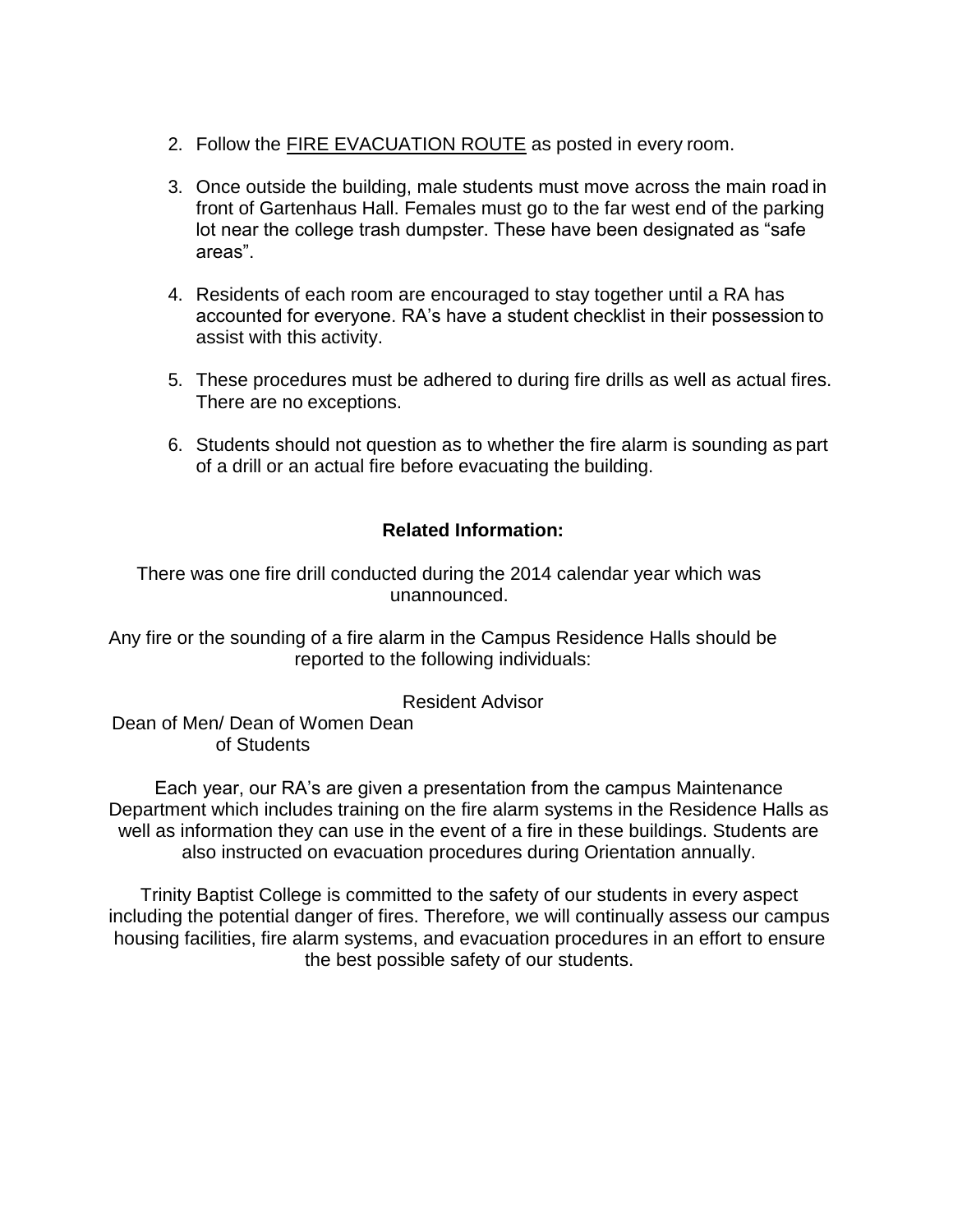2. Follow the FIRE EVACUATION ROUTE as posted in every room.

3. Once outside the building, male students must move across the main road in front of Gartenhaus Hall. Females must go to the far west end of the parking lot near the college trash dumpster. These have been designated as "safe areas".

4. Residents of each room are encouraged to stay together until a RA has accounted for everyone. RA's have a student checklist in their possession to assist with this activity.

5. These procedures must be adhered to during fire drills as well as actual fires. There are no exceptions.

6. Students should not question as to whether the fire alarm is sounding as part of a drill or an actual fire before evacuating the building.

**Related Information:**

There was one fire drill conducted during the 2014 calendar year which was unannounced.

Any fire or the sounding of a fire alarm in the Campus Residence Halls should be reported to the following individuals:

Resident Advisor
Dean of Men/ Dean of Women Dean of Students

Each year, our RA's are given a presentation from the campus Maintenance Department which includes training on the fire alarm systems in the Residence Halls as well as information they can use in the event of a fire in these buildings. Students are also instructed on evacuation procedures during Orientation annually.

Trinity Baptist College is committed to the safety of our students in every aspect including the potential danger of fires. Therefore, we will continually assess our campus housing facilities, fire alarm systems, and evacuation procedures in an effort to ensure the best possible safety of our students.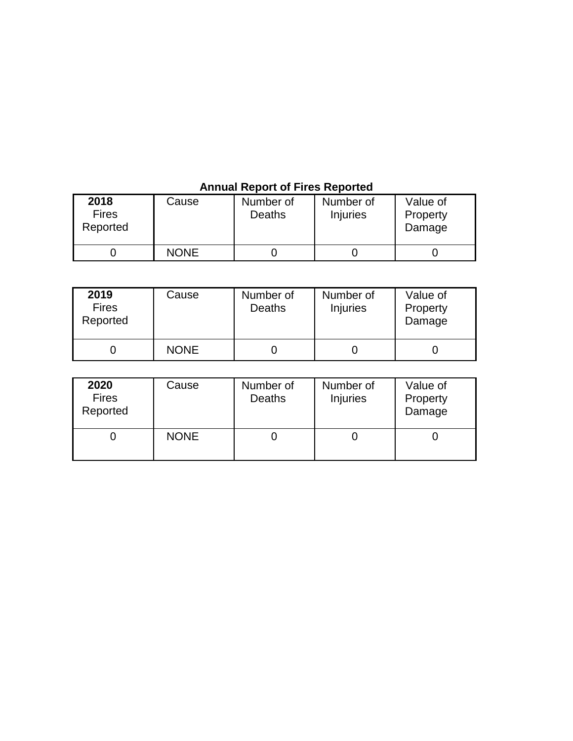**Annual Report of Fires Reported**

| **2018** Fires Reported | Cause | Number of Deaths | Number of Injuries | Value of Property Damage |
|---|---|---|---|---|
| 0 | NONE | 0 | 0 | 0 |

| **2019** Fires Reported | Cause | Number of Deaths | Number of Injuries | Value of Property Damage |
|---|---|---|---|---|
| 0 | NONE | 0 | 0 | 0 |

| **2020** Fires Reported | Cause | Number of Deaths | Number of Injuries | Value of Property Damage |
|---|---|---|---|---|
| 0 | NONE | 0 | 0 | 0 |